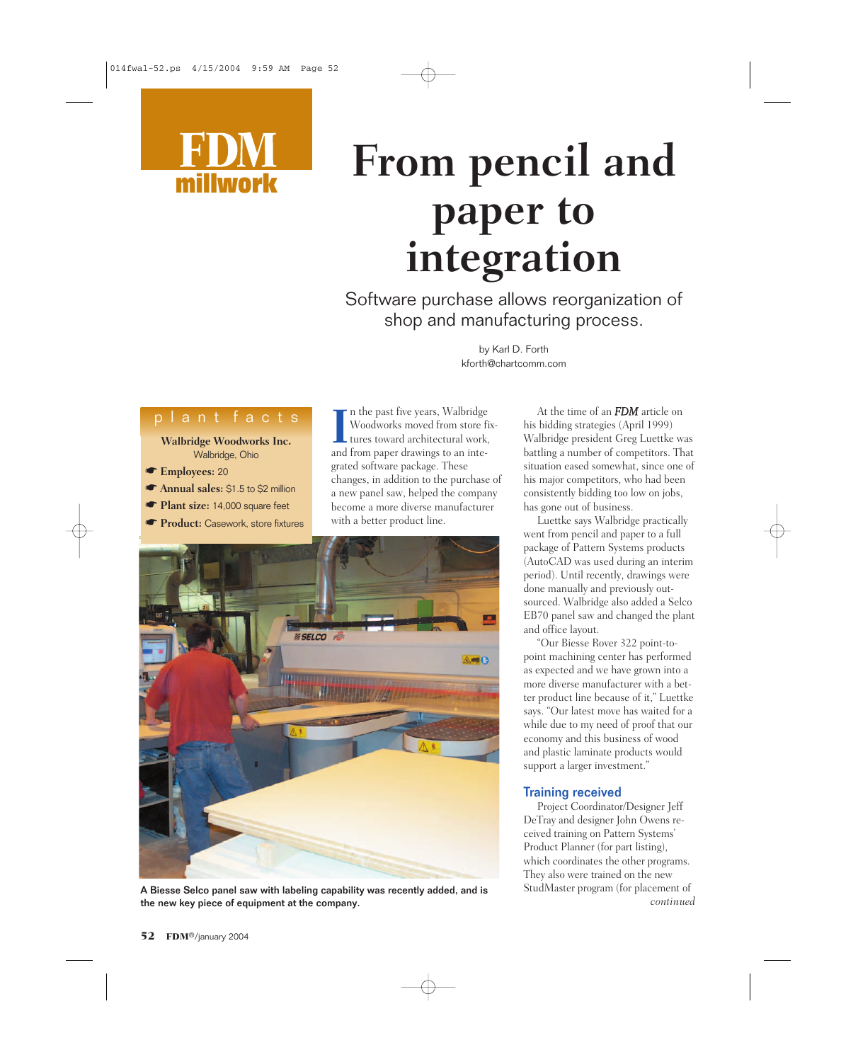FDM millwork

# From pencil and paper to integration

## Software purchase allows reorganization of shop and manufacturing process.

by Karl D. Forth
kforth@chartcomm.com

### plant facts

**Walbridge Woodworks Inc.**
Walbridge, Ohio

- **Employees:** 20
- **Annual sales:** $1.5 to $2 million
- **Plant size:** 14,000 square feet
- **Product:** Casework, store fixtures

In the past five years, Walbridge Woodworks moved from store fixtures toward architectural work, and from paper drawings to an integrated software package. These changes, in addition to the purchase of a new panel saw, helped the company become a more diverse manufacturer with a better product line.

A Biesse Selco panel saw with labeling capability was recently added, and is the new key piece of equipment at the company.

At the time of an *FDM* article on his bidding strategies (April 1999) Walbridge president Greg Luettke was battling a number of competitors. That situation eased somewhat, since one of his major competitors, who had been consistently bidding too low on jobs, has gone out of business.

Luettke says Walbridge practically went from pencil and paper to a full package of Pattern Systems products (AutoCAD was used during an interim period). Until recently, drawings were done manually and previously outsourced. Walbridge also added a Selco EB70 panel saw and changed the plant and office layout.

"Our Biesse Rover 322 point-to-point machining center has performed as expected and we have grown into a more diverse manufacturer with a better product line because of it," Luettke says. "Our latest move has waited for a while due to my need of proof that our economy and this business of wood and plastic laminate products would support a larger investment."

### Training received

Project Coordinator/Designer Jeff DeTray and designer John Owens received training on Pattern Systems' Product Planner (for part listing), which coordinates the other programs. They also were trained on the new StudMaster program (for placement of

*continued*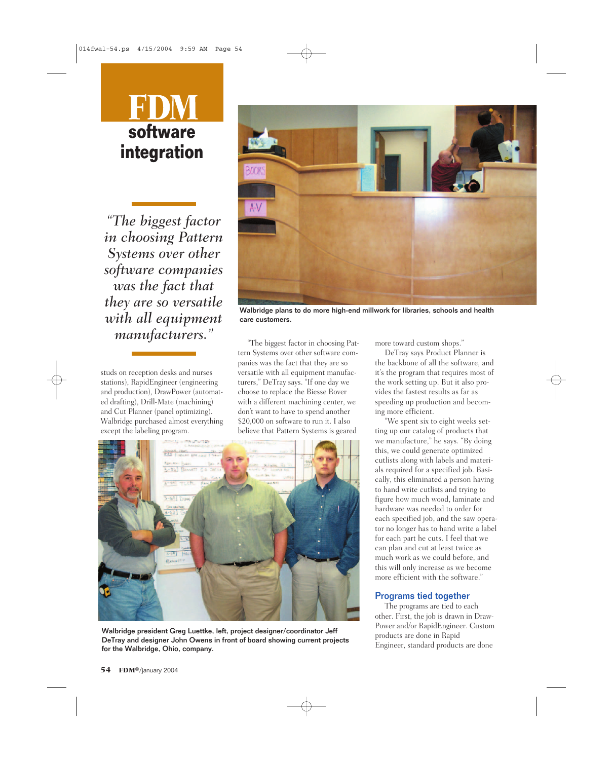# FDM software integration

> *"The biggest factor in choosing Pattern Systems over other software companies was the fact that they are so versatile with all equipment manufacturers."*

Walbridge plans to do more high-end millwork for libraries, schools and health care customers.

studs on reception desks and nurses stations), RapidEngineer (engineering and production), DrawPower (automated drafting), Drill-Mate (machining) and Cut Planner (panel optimizing). Walbridge purchased almost everything except the labeling program.

"The biggest factor in choosing Pattern Systems over other software companies was the fact that they are so versatile with all equipment manufacturers," DeTray says. "If one day we choose to replace the Biesse Rover with a different machining center, we don't want to have to spend another $20,000 on software to run it. I also believe that Pattern Systems is geared more toward custom shops."

DeTray says Product Planner is the backbone of all the software, and it's the program that requires most of the work setting up. But it also provides the fastest results as far as speeding up production and becoming more efficient.

"We spent six to eight weeks setting up our catalog of products that we manufacture," he says. "By doing this, we could generate optimized cutlists along with labels and materials required for a specified job. Basically, this eliminated a person having to hand write cutlists and trying to figure how much wood, laminate and hardware was needed to order for each specified job, and the saw operator no longer has to hand write a label for each part he cuts. I feel that we can plan and cut at least twice as much work as we could before, and this will only increase as we become more efficient with the software."

Walbridge president Greg Luettke, left, project designer/coordinator Jeff DeTray and designer John Owens in front of board showing current projects for the Walbridge, Ohio, company.

## Programs tied together

The programs are tied to each other. First, the job is drawn in DrawPower and/or RapidEngineer. Custom products are done in Rapid Engineer, standard products are done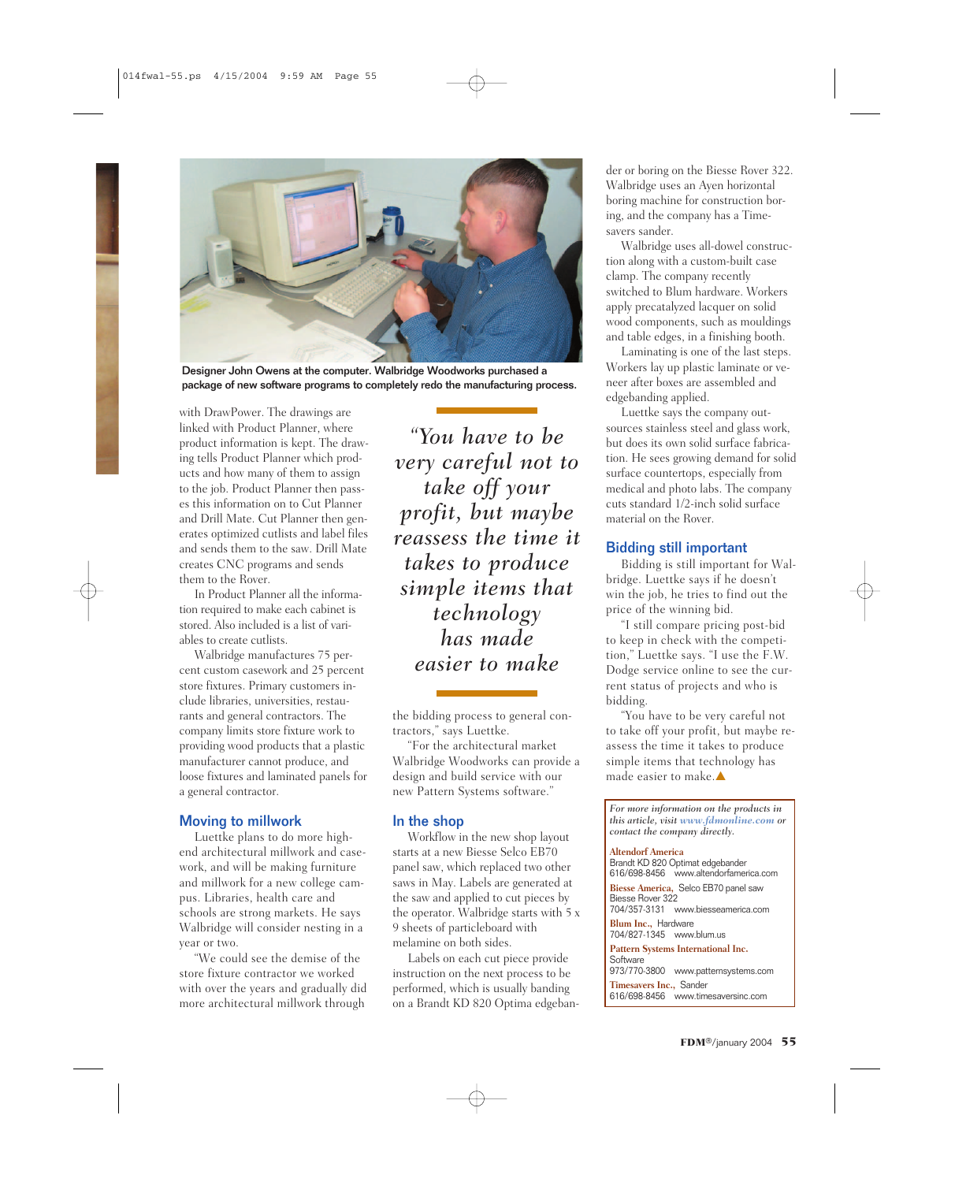Designer John Owens at the computer. Walbridge Woodworks purchased a package of new software programs to completely redo the manufacturing process.

with DrawPower. The drawings are linked with Product Planner, where product information is kept. The drawing tells Product Planner which products and how many of them to assign to the job. Product Planner then passes this information on to Cut Planner and Drill Mate. Cut Planner then generates optimized cutlists and label files and sends them to the saw. Drill Mate creates CNC programs and sends them to the Rover.

In Product Planner all the information required to make each cabinet is stored. Also included is a list of variables to create cutlists.

Walbridge manufactures 75 percent custom casework and 25 percent store fixtures. Primary customers include libraries, universities, restaurants and general contractors. The company limits store fixture work to providing wood products that a plastic manufacturer cannot produce, and loose fixtures and laminated panels for a general contractor.

## Moving to millwork

Luettke plans to do more high-end architectural millwork and casework, and will be making furniture and millwork for a new college campus. Libraries, health care and schools are strong markets. He says Walbridge will consider nesting in a year or two.

"We could see the demise of the store fixture contractor we worked with over the years and gradually did more architectural millwork through the bidding process to general contractors," says Luettke.

"For the architectural market Walbridge Woodworks can provide a design and build service with our new Pattern Systems software."

*"You have to be very careful not to take off your profit, but maybe reassess the time it takes to produce simple items that technology has made easier to make*

## In the shop

Workflow in the new shop layout starts at a new Biesse Selco EB70 panel saw, which replaced two other saws in May. Labels are generated at the saw and applied to cut pieces by the operator. Walbridge starts with 5 x 9 sheets of particleboard with melamine on both sides.

Labels on each cut piece provide instruction on the next process to be performed, which is usually banding on a Brandt KD 820 Optima edgebander or boring on the Biesse Rover 322. Walbridge uses an Ayen horizontal boring machine for construction boring, and the company has a Timesavers sander.

Walbridge uses all-dowel construction along with a custom-built case clamp. The company recently switched to Blum hardware. Workers apply precatalyzed lacquer on solid wood components, such as mouldings and table edges, in a finishing booth.

Laminating is one of the last steps. Workers lay up plastic laminate or veneer after boxes are assembled and edgebanding applied.

Luettke says the company outsources stainless steel and glass work, but does its own solid surface fabrication. He sees growing demand for solid surface countertops, especially from medical and photo labs. The company cuts standard 1/2-inch solid surface material on the Rover.

## Bidding still important

Bidding is still important for Walbridge. Luettke says if he doesn't win the job, he tries to find out the price of the winning bid.

"I still compare pricing post-bid to keep in check with the competition," Luettke says. "I use the F.W. Dodge service online to see the current status of projects and who is bidding.

"You have to be very careful not to take off your profit, but maybe reassess the time it takes to produce simple items that technology has made easier to make.▲

*For more information on the products in this article, visit www.fdmonline.com or contact the company directly.*

**Altendorf America**
Brandt KD 820 Optimat edgebander
616/698-8456 www.altendorfamerica.com

**Biesse America,** Selco EB70 panel saw
Biesse Rover 322
704/357-3131 www.biesseamerica.com

**Blum Inc.,** Hardware
704/827-1345 www.blum.us

**Pattern Systems International Inc.**
Software
973/770-3800 www.patternsystems.com

**Timesavers Inc.,** Sander
616/698-8456 www.timesaversinc.com